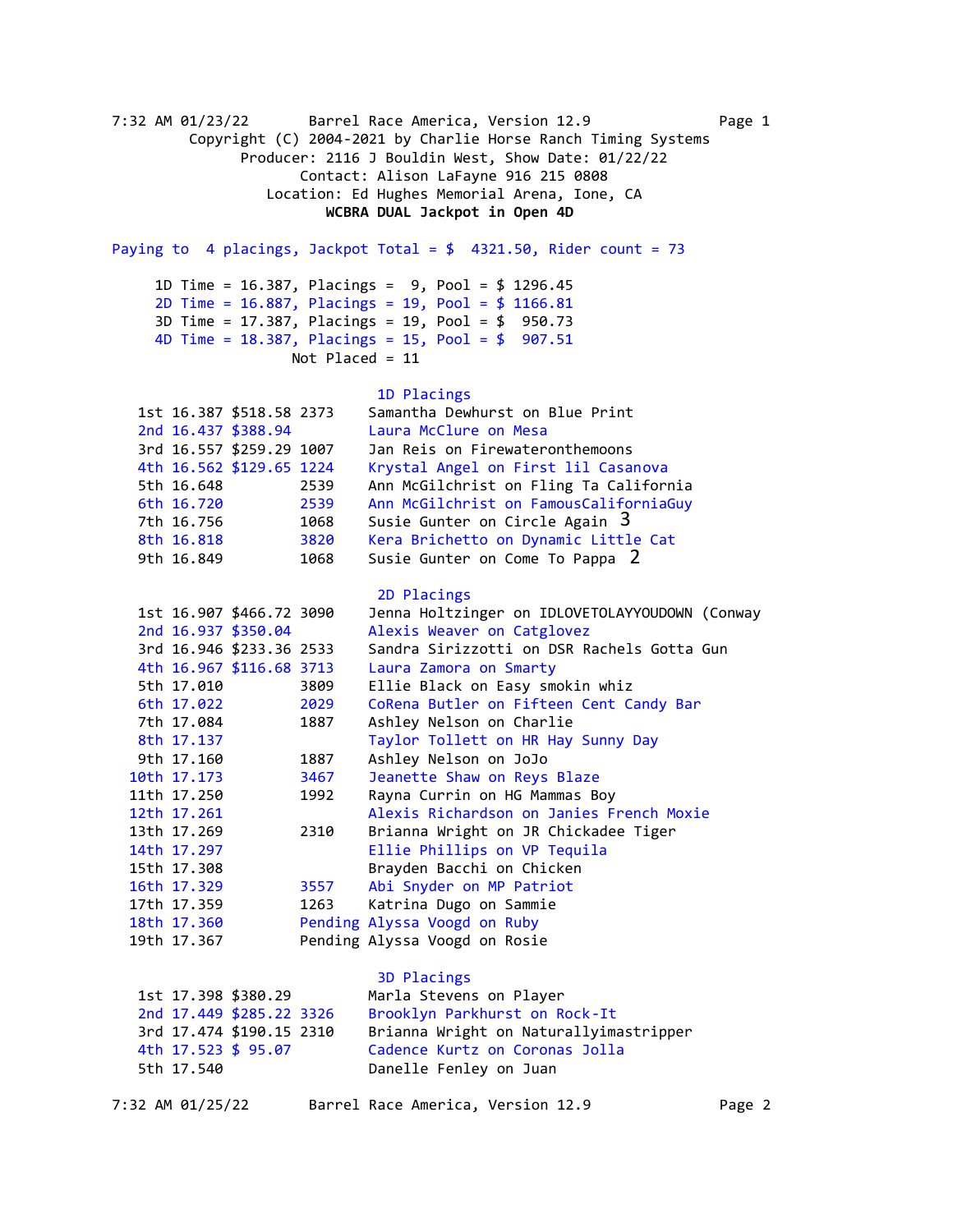7:32 AM 01/23/22 Barrel Race America, Version 12.9

Copyright (C) 2004-2021 by Charlie Horse Ranch Timing Systems

Producer: 2116 J Bouldin West, Show Date: 01/22/22

Contact: Alison LaFayne 916 215 0808

Location: Ed Hughes Memorial Arena, Ione, CA

**WCBRA DUAL Jackpot in Open 4D**

Paying to 4 placings, Jackpot Total = $ 4321.50, Rider count = 73

1D Time = 16.387, Placings = 9, Pool = $ 1296.45
2D Time = 16.887, Placings = 19, Pool = $ 1166.81
3D Time = 17.387, Placings = 19, Pool = $ 950.73
4D Time = 18.387, Placings = 15, Pool = $ 907.51
Not Placed = 11

## 1D Placings

| Place | Time | Payout | No. | Rider / Horse |
|---|---|---|---|---|
| 1st | 16.387 | $518.58 | 2373 | Samantha Dewhurst on Blue Print |
| 2nd | 16.437 | $388.94 | | Laura McClure on Mesa |
| 3rd | 16.557 | $259.29 | 1007 | Jan Reis on Firewateronthemoons |
| 4th | 16.562 | $129.65 | 1224 | Krystal Angel on First lil Casanova |
| 5th | 16.648 | | 2539 | Ann McGilchrist on Fling Ta California |
| 6th | 16.720 | | 2539 | Ann McGilchrist on FamousCaliforniaGuy |
| 7th | 16.756 | | 1068 | Susie Gunter on Circle Again 3 |
| 8th | 16.818 | | 3820 | Kera Brichetto on Dynamic Little Cat |
| 9th | 16.849 | | 1068 | Susie Gunter on Come To Pappa 2 |

## 2D Placings

| Place | Time | Payout | No. | Rider / Horse |
|---|---|---|---|---|
| 1st | 16.907 | $466.72 | 3090 | Jenna Holtzinger on IDLOVETOLAYYOUDOWN (Conway |
| 2nd | 16.937 | $350.04 | | Alexis Weaver on Catglovez |
| 3rd | 16.946 | $233.36 | 2533 | Sandra Sirizzotti on DSR Rachels Gotta Gun |
| 4th | 16.967 | $116.68 | 3713 | Laura Zamora on Smarty |
| 5th | 17.010 | | 3809 | Ellie Black on Easy smokin whiz |
| 6th | 17.022 | | 2029 | CoRena Butler on Fifteen Cent Candy Bar |
| 7th | 17.084 | | 1887 | Ashley Nelson on Charlie |
| 8th | 17.137 | | | Taylor Tollett on HR Hay Sunny Day |
| 9th | 17.160 | | 1887 | Ashley Nelson on JoJo |
| 10th | 17.173 | | 3467 | Jeanette Shaw on Reys Blaze |
| 11th | 17.250 | | 1992 | Rayna Currin on HG Mammas Boy |
| 12th | 17.261 | | | Alexis Richardson on Janies French Moxie |
| 13th | 17.269 | | 2310 | Brianna Wright on JR Chickadee Tiger |
| 14th | 17.297 | | | Ellie Phillips on VP Tequila |
| 15th | 17.308 | | | Brayden Bacchi on Chicken |
| 16th | 17.329 | | 3557 | Abi Snyder on MP Patriot |
| 17th | 17.359 | | 1263 | Katrina Dugo on Sammie |
| 18th | 17.360 | | Pending | Alyssa Voogd on Ruby |
| 19th | 17.367 | | Pending | Alyssa Voogd on Rosie |

## 3D Placings

| Place | Time | Payout | No. | Rider / Horse |
|---|---|---|---|---|
| 1st | 17.398 | $380.29 | | Marla Stevens on Player |
| 2nd | 17.449 | $285.22 | 3326 | Brooklyn Parkhurst on Rock-It |
| 3rd | 17.474 | $190.15 | 2310 | Brianna Wright on Naturallyimastripper |
| 4th | 17.523 | $ 95.07 | | Cadence Kurtz on Coronas Jolla |
| 5th | 17.540 | | | Danelle Fenley on Juan |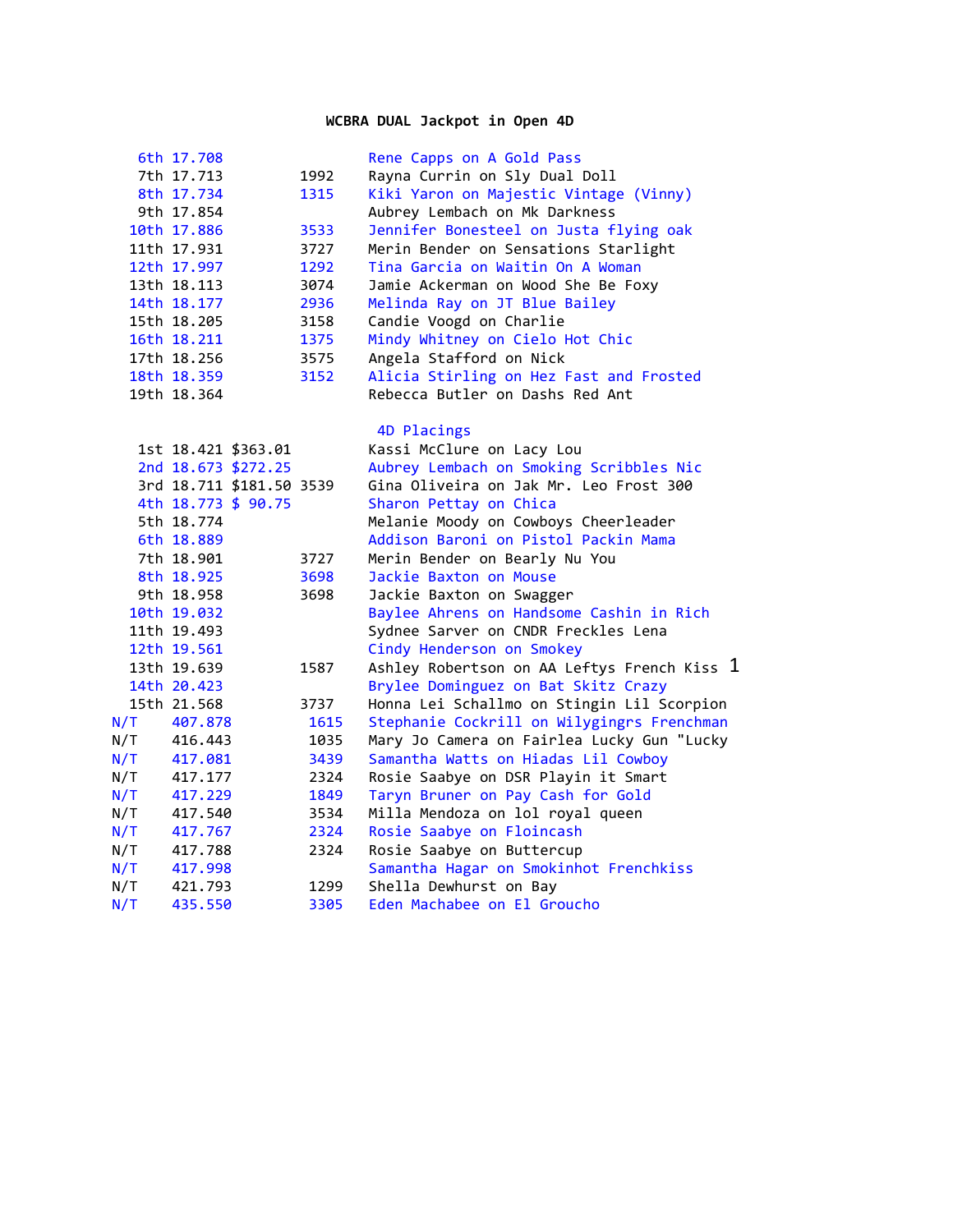**WCBRA DUAL Jackpot in Open 4D**

| | | | |
|---|---|---|---|
| 6th | 17.708 | | Rene Capps on A Gold Pass |
| 7th | 17.713 | 1992 | Rayna Currin on Sly Dual Doll |
| 8th | 17.734 | 1315 | Kiki Yaron on Majestic Vintage (Vinny) |
| 9th | 17.854 | | Aubrey Lembach on Mk Darkness |
| 10th | 17.886 | 3533 | Jennifer Bonesteel on Justa flying oak |
| 11th | 17.931 | 3727 | Merin Bender on Sensations Starlight |
| 12th | 17.997 | 1292 | Tina Garcia on Waitin On A Woman |
| 13th | 18.113 | 3074 | Jamie Ackerman on Wood She Be Foxy |
| 14th | 18.177 | 2936 | Melinda Ray on JT Blue Bailey |
| 15th | 18.205 | 3158 | Candie Voogd on Charlie |
| 16th | 18.211 | 1375 | Mindy Whitney on Cielo Hot Chic |
| 17th | 18.256 | 3575 | Angela Stafford on Nick |
| 18th | 18.359 | 3152 | Alicia Stirling on Hez Fast and Frosted |
| 19th | 18.364 | | Rebecca Butler on Dashs Red Ant |

**4D Placings**

| | | | | |
|---|---|---|---|---|
| 1st | 18.421 | $363.01 | | Kassi McClure on Lacy Lou |
| 2nd | 18.673 | $272.25 | | Aubrey Lembach on Smoking Scribbles Nic |
| 3rd | 18.711 | $181.50 | 3539 | Gina Oliveira on Jak Mr. Leo Frost 300 |
| 4th | 18.773 | $ 90.75 | | Sharon Pettay on Chica |
| 5th | 18.774 | | | Melanie Moody on Cowboys Cheerleader |
| 6th | 18.889 | | | Addison Baroni on Pistol Packin Mama |
| 7th | 18.901 | | 3727 | Merin Bender on Bearly Nu You |
| 8th | 18.925 | | 3698 | Jackie Baxton on Mouse |
| 9th | 18.958 | | 3698 | Jackie Baxton on Swagger |
| 10th | 19.032 | | | Baylee Ahrens on Handsome Cashin in Rich |
| 11th | 19.493 | | | Sydnee Sarver on CNDR Freckles Lena |
| 12th | 19.561 | | | Cindy Henderson on Smokey |
| 13th | 19.639 | | 1587 | Ashley Robertson on AA Leftys French Kiss 1 |
| 14th | 20.423 | | | Brylee Dominguez on Bat Skitz Crazy |
| 15th | 21.568 | | 3737 | Honna Lei Schallmo on Stingin Lil Scorpion |
| N/T | 407.878 | | 1615 | Stephanie Cockrill on Wilygingrs Frenchman |
| N/T | 416.443 | | 1035 | Mary Jo Camera on Fairlea Lucky Gun "Lucky |
| N/T | 417.081 | | 3439 | Samantha Watts on Hiadas Lil Cowboy |
| N/T | 417.177 | | 2324 | Rosie Saabye on DSR Playin it Smart |
| N/T | 417.229 | | 1849 | Taryn Bruner on Pay Cash for Gold |
| N/T | 417.540 | | 3534 | Milla Mendoza on lol royal queen |
| N/T | 417.767 | | 2324 | Rosie Saabye on Floincash |
| N/T | 417.788 | | 2324 | Rosie Saabye on Buttercup |
| N/T | 417.998 | | | Samantha Hagar on Smokinhot Frenchkiss |
| N/T | 421.793 | | 1299 | Shella Dewhurst on Bay |
| N/T | 435.550 | | 3305 | Eden Machabee on El Groucho |